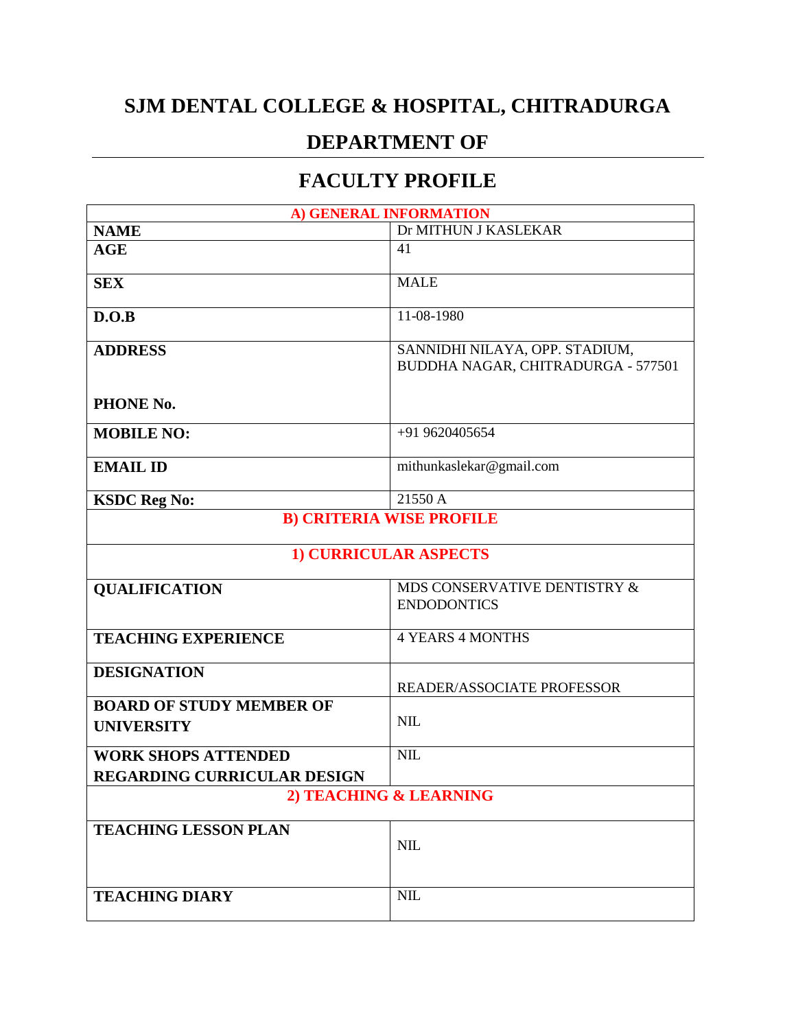# SJM DENTAL COLLEGE & HOSPITAL, CHITRADURGA

## DEPARTMENT OF

## FACULTY PROFILE

| A) GENERAL INFORMATION | |
|---|---|
| **NAME** | Dr MITHUN J KASLEKAR |
| **AGE** | 41 |
| **SEX** | MALE |
| **D.O.B** | 11-08-1980 |
| **ADDRESS**<br><br>**PHONE No.** | SANNIDHI NILAYA, OPP. STADIUM, BUDDHA NAGAR, CHITRADURGA - 577501 |
| **MOBILE NO:** | +91 9620405654 |
| **EMAIL ID** | mithunkaslekar@gmail.com |
| **KSDC Reg No:** | 21550 A |
| **B) CRITERIA WISE PROFILE** | |
| **1) CURRICULAR ASPECTS** | |
| **QUALIFICATION** | MDS CONSERVATIVE DENTISTRY & ENDODONTICS |
| **TEACHING EXPERIENCE** | 4 YEARS 4 MONTHS |
| **DESIGNATION** | READER/ASSOCIATE PROFESSOR |
| **BOARD OF STUDY MEMBER OF UNIVERSITY** | NIL |
| **WORK SHOPS ATTENDED REGARDING CURRICULAR DESIGN** | NIL |
| **2) TEACHING & LEARNING** | |
| **TEACHING LESSON PLAN** | NIL |
| **TEACHING DIARY** | NIL |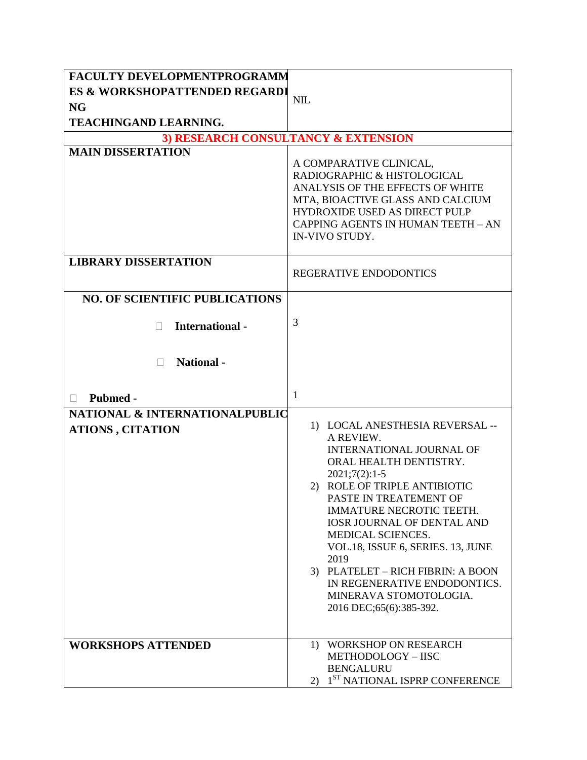| FACULTY DEVELOPMENTPROGRAMMES & WORKSHOPATTENDED REGARDING TEACHINGAND LEARNING. | NIL |
|---|---|
| **3) RESEARCH CONSULTANCY & EXTENSION** | |
| **MAIN DISSERTATION** | A COMPARATIVE CLINICAL, RADIOGRAPHIC & HISTOLOGICAL ANALYSIS OF THE EFFECTS OF WHITE MTA, BIOACTIVE GLASS AND CALCIUM HYDROXIDE USED AS DIRECT PULP CAPPING AGENTS IN HUMAN TEETH – AN IN-VIVO STUDY. |
| **LIBRARY DISSERTATION** | REGERATIVE ENDODONTICS |
| **NO. OF SCIENTIFIC PUBLICATIONS**<br>• **International -**<br>• **National -**<br>• **Pubmed -** | 3<br><br><br>1 |
| **NATIONAL & INTERNATIONALPUBLICATIONS , CITATION** | 1) LOCAL ANESTHESIA REVERSAL -- A REVIEW. INTERNATIONAL JOURNAL OF ORAL HEALTH DENTISTRY. 2021;7(2):1-5<br>2) ROLE OF TRIPLE ANTIBIOTIC PASTE IN TREATEMENT OF IMMATURE NECROTIC TEETH. IOSR JOURNAL OF DENTAL AND MEDICAL SCIENCES. VOL.18, ISSUE 6, SERIES. 13, JUNE 2019<br>3) PLATELET – RICH FIBRIN: A BOON IN REGENERATIVE ENDODONTICS. MINERAVA STOMOTOLOGIA. 2016 DEC;65(6):385-392. |
| **WORKSHOPS ATTENDED** | 1) WORKSHOP ON RESEARCH METHODOLOGY – IISC BENGALURU<br>2) 1ST NATIONAL ISPRP CONFERENCE |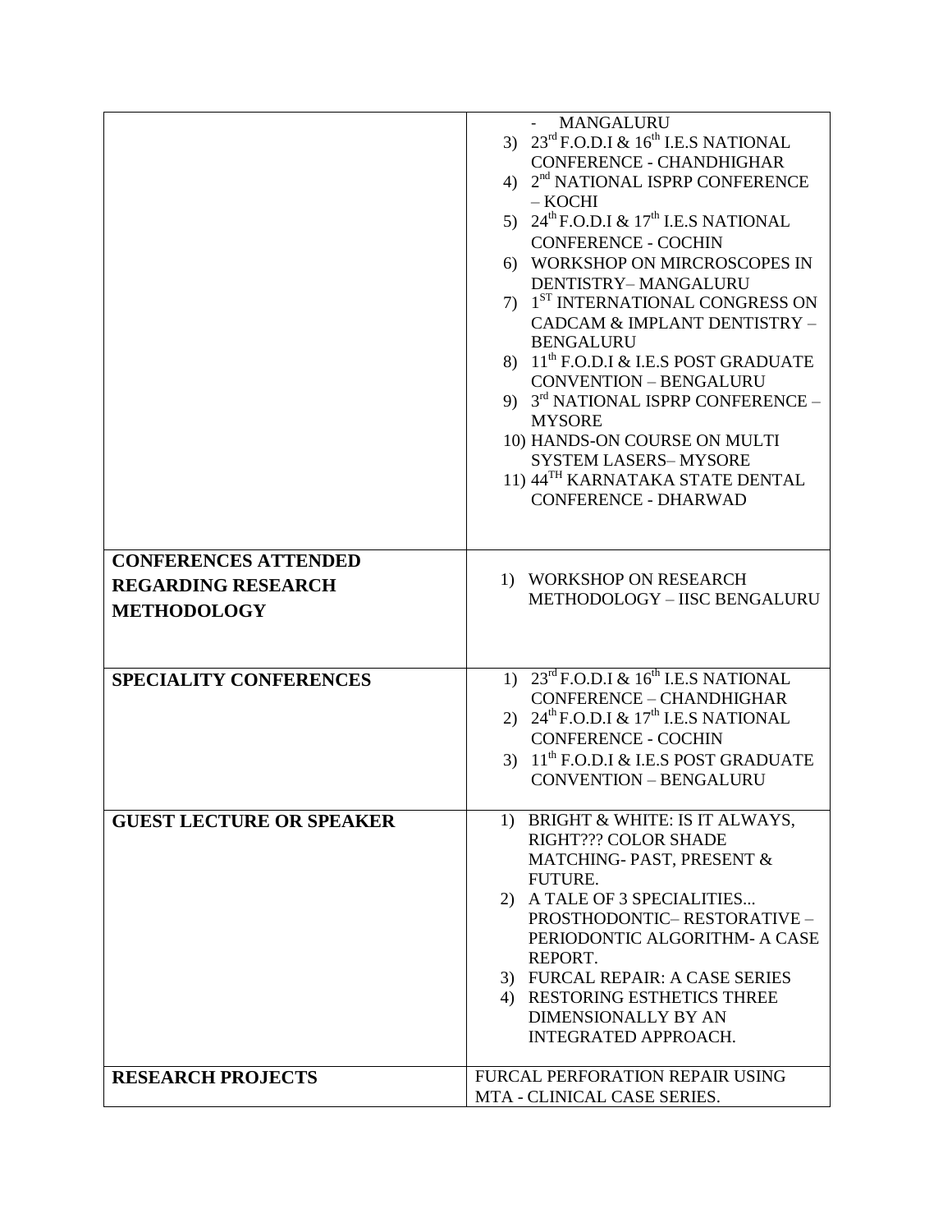| | |
|---|---|
| | - MANGALURU<br>3) 23rd F.O.D.I & 16th I.E.S NATIONAL CONFERENCE - CHANDHIGHAR<br>4) 2nd NATIONAL ISPRP CONFERENCE – KOCHI<br>5) 24th F.O.D.I & 17th I.E.S NATIONAL CONFERENCE - COCHIN<br>6) WORKSHOP ON MIRCROSCOPES IN DENTISTRY– MANGALURU<br>7) 1ST INTERNATIONAL CONGRESS ON CADCAM & IMPLANT DENTISTRY – BENGALURU<br>8) 11th F.O.D.I & I.E.S POST GRADUATE CONVENTION – BENGALURU<br>9) 3rd NATIONAL ISPRP CONFERENCE – MYSORE<br>10) HANDS-ON COURSE ON MULTI SYSTEM LASERS– MYSORE<br>11) 44TH KARNATAKA STATE DENTAL CONFERENCE - DHARWAD |
| **CONFERENCES ATTENDED REGARDING RESEARCH METHODOLOGY** | 1) WORKSHOP ON RESEARCH METHODOLOGY – IISC BENGALURU |
| **SPECIALITY CONFERENCES** | 1) 23rd F.O.D.I & 16th I.E.S NATIONAL CONFERENCE – CHANDHIGHAR<br>2) 24th F.O.D.I & 17th I.E.S NATIONAL CONFERENCE - COCHIN<br>3) 11th F.O.D.I & I.E.S POST GRADUATE CONVENTION – BENGALURU |
| **GUEST LECTURE OR SPEAKER** | 1) BRIGHT & WHITE: IS IT ALWAYS, RIGHT??? COLOR SHADE MATCHING- PAST, PRESENT & FUTURE.<br>2) A TALE OF 3 SPECIALITIES... PROSTHODONTIC– RESTORATIVE – PERIODONTIC ALGORITHM- A CASE REPORT.<br>3) FURCAL REPAIR: A CASE SERIES<br>4) RESTORING ESTHETICS THREE DIMENSIONALLY BY AN INTEGRATED APPROACH. |
| **RESEARCH PROJECTS** | FURCAL PERFORATION REPAIR USING MTA - CLINICAL CASE SERIES. |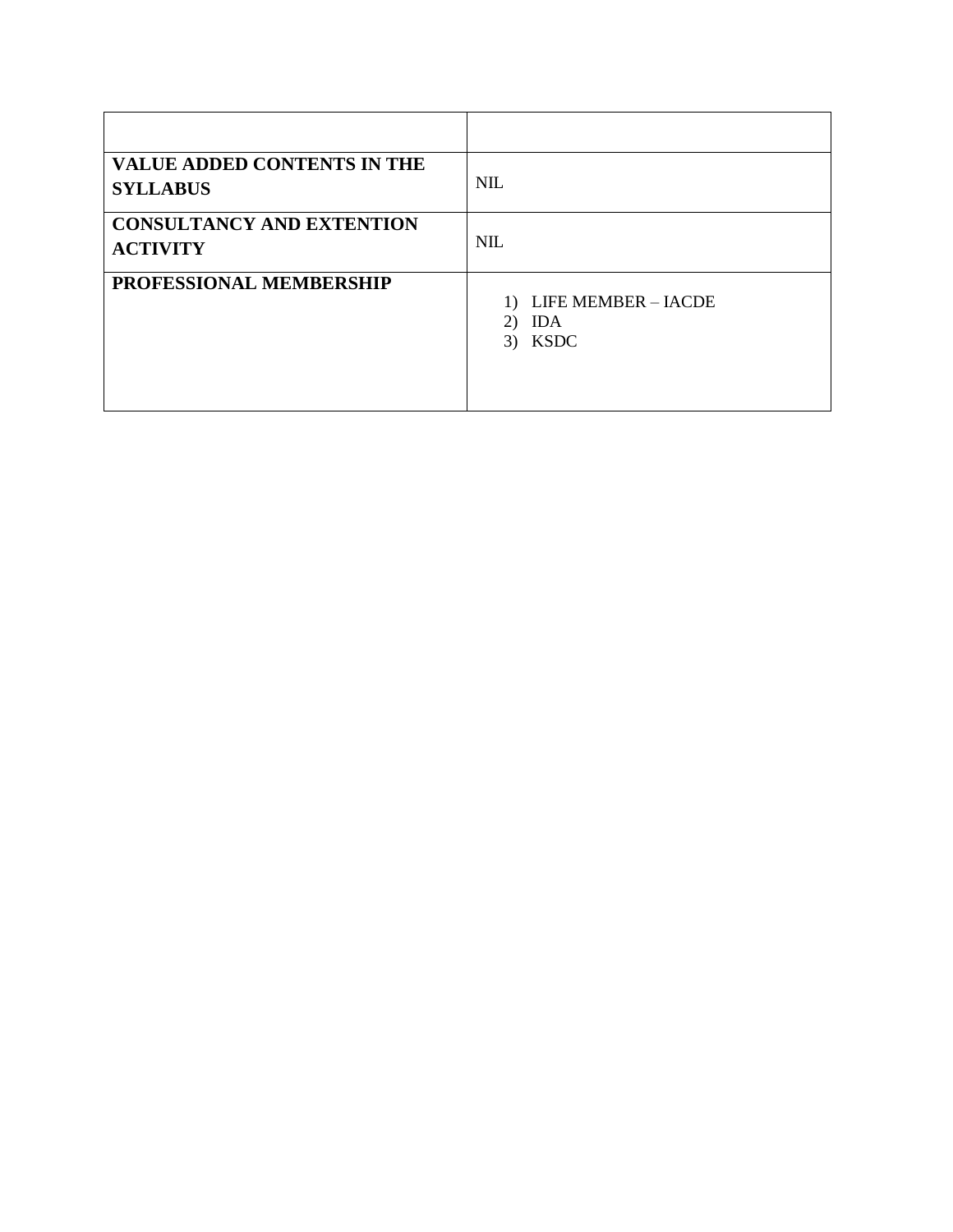| | |
|---|---|
| **VALUE ADDED CONTENTS IN THE SYLLABUS** | NIL |
| **CONSULTANCY AND EXTENTION ACTIVITY** | NIL |
| **PROFESSIONAL MEMBERSHIP** | 1) LIFE MEMBER – IACDE<br>2) IDA<br>3) KSDC |